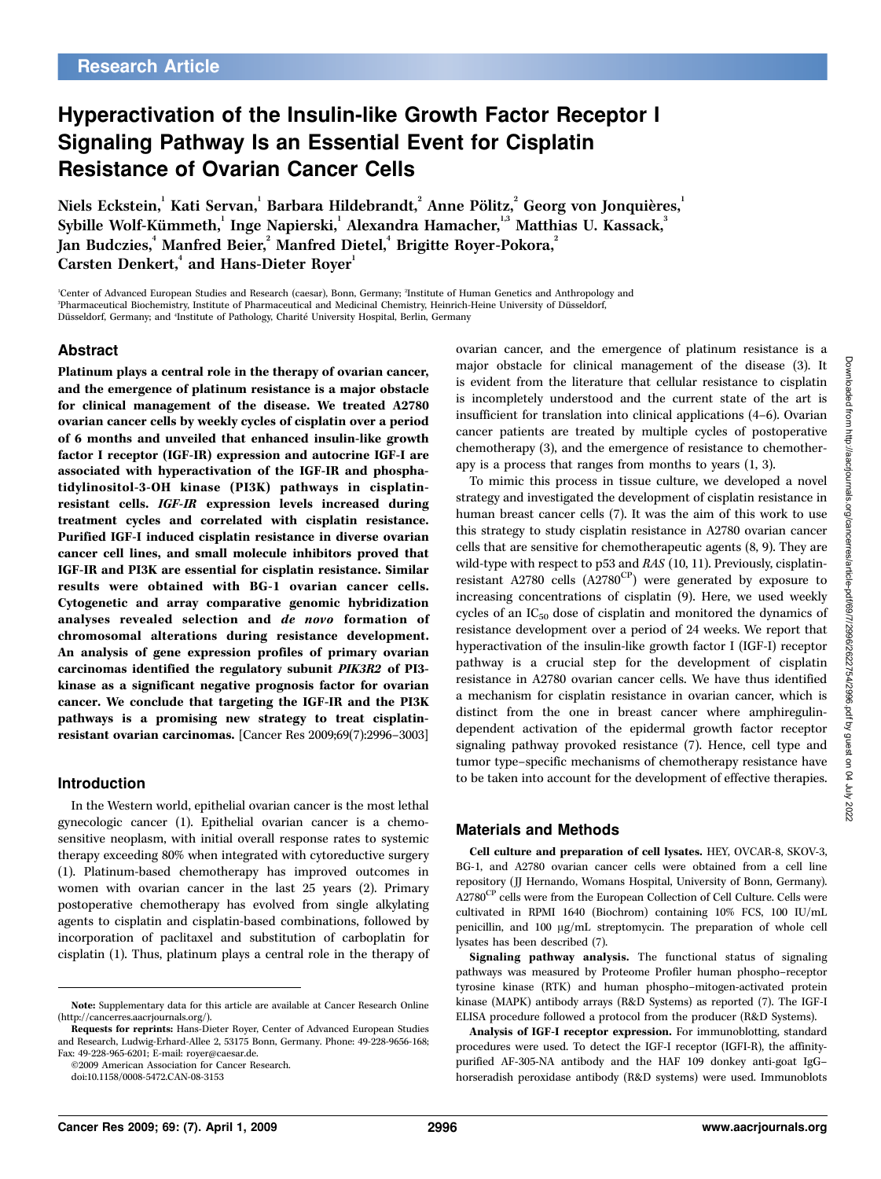Research Article

# Hyperactivation of the Insulin-like Growth Factor Receptor I Signaling Pathway Is an Essential Event for Cisplatin Resistance of Ovarian Cancer Cells

Niels Eckstein,[1] Kati Servan,[1] Barbara Hildebrandt,[2] Anne Pölitz,[2] Georg von Jonquières,[1] Sybille Wolf-Kümmeth,[1] Inge Napierski,[1] Alexandra Hamacher,[1,3] Matthias U. Kassack,[3] Jan Budczies,[4] Manfred Beier,[2] Manfred Dietel,[4] Brigitte Royer-Pokora,[2] Carsten Denkert,[4] and Hans-Dieter Royer[1]

[1]Center of Advanced European Studies and Research (caesar), Bonn, Germany; [2]Institute of Human Genetics and Anthropology and [3]Pharmaceutical Biochemistry, Institute of Pharmaceutical and Medicinal Chemistry, Heinrich-Heine University of Düsseldorf, Düsseldorf, Germany; and [4]Institute of Pathology, Charité University Hospital, Berlin, Germany

## Abstract

**Platinum plays a central role in the therapy of ovarian cancer, and the emergence of platinum resistance is a major obstacle for clinical management of the disease. We treated A2780 ovarian cancer cells by weekly cycles of cisplatin over a period of 6 months and unveiled that enhanced insulin-like growth factor I receptor (IGF-IR) expression and autocrine IGF-I are associated with hyperactivation of the IGF-IR and phosphatidylinositol-3-OH kinase (PI3K) pathways in cisplatin-resistant cells. *IGF-IR* expression levels increased during treatment cycles and correlated with cisplatin resistance. Purified IGF-I induced cisplatin resistance in diverse ovarian cancer cell lines, and small molecule inhibitors proved that IGF-IR and PI3K are essential for cisplatin resistance. Similar results were obtained with BG-1 ovarian cancer cells. Cytogenetic and array comparative genomic hybridization analyses revealed selection and *de novo* formation of chromosomal alterations during resistance development. An analysis of gene expression profiles of primary ovarian carcinomas identified the regulatory subunit *PIK3R2* of PI3-kinase as a significant negative prognosis factor for ovarian cancer. We conclude that targeting the IGF-IR and the PI3K pathways is a promising new strategy to treat cisplatin-resistant ovarian carcinomas.** [Cancer Res 2009;69(7):2996–3003]

## Introduction

In the Western world, epithelial ovarian cancer is the most lethal gynecologic cancer (1). Epithelial ovarian cancer is a chemosensitive neoplasm, with initial overall response rates to systemic therapy exceeding 80% when integrated with cytoreductive surgery (1). Platinum-based chemotherapy has improved outcomes in women with ovarian cancer in the last 25 years (2). Primary postoperative chemotherapy has evolved from single alkylating agents to cisplatin and cisplatin-based combinations, followed by incorporation of paclitaxel and substitution of carboplatin for cisplatin (1). Thus, platinum plays a central role in the therapy of ovarian cancer, and the emergence of platinum resistance is a major obstacle for clinical management of the disease (3). It is evident from the literature that cellular resistance to cisplatin is incompletely understood and the current state of the art is insufficient for translation into clinical applications (4–6). Ovarian cancer patients are treated by multiple cycles of postoperative chemotherapy (3), and the emergence of resistance to chemotherapy is a process that ranges from months to years (1, 3).

To mimic this process in tissue culture, we developed a novel strategy and investigated the development of cisplatin resistance in human breast cancer cells (7). It was the aim of this work to use this strategy to study cisplatin resistance in A2780 ovarian cancer cells that are sensitive for chemotherapeutic agents (8, 9). They are wild-type with respect to p53 and *RAS* (10, 11). Previously, cisplatin-resistant A2780 cells ($A2780^{CP}$) were generated by exposure to increasing concentrations of cisplatin (9). Here, we used weekly cycles of an $IC_{50}$ dose of cisplatin and monitored the dynamics of resistance development over a period of 24 weeks. We report that hyperactivation of the insulin-like growth factor I (IGF-I) receptor pathway is a crucial step for the development of cisplatin resistance in A2780 ovarian cancer cells. We have thus identified a mechanism for cisplatin resistance in ovarian cancer, which is distinct from the one in breast cancer where amphiregulin-dependent activation of the epidermal growth factor receptor signaling pathway provoked resistance (7). Hence, cell type and tumor type–specific mechanisms of chemotherapy resistance have to be taken into account for the development of effective therapies.

## Materials and Methods

**Cell culture and preparation of cell lysates.** HEY, OVCAR-8, SKOV-3, BG-1, and A2780 ovarian cancer cells were obtained from a cell line repository (JJ Hernando, Womans Hospital, University of Bonn, Germany). $A2780^{CP}$ cells were from the European Collection of Cell Culture. Cells were cultivated in RPMI 1640 (Biochrom) containing 10% FCS, 100 IU/mL penicillin, and 100 μg/mL streptomycin. The preparation of whole cell lysates has been described (7).

**Signaling pathway analysis.** The functional status of signaling pathways was measured by Proteome Profiler human phospho–receptor tyrosine kinase (RTK) and human phospho–mitogen-activated protein kinase (MAPK) antibody arrays (R&D Systems) as reported (7). The IGF-I ELISA procedure followed a protocol from the producer (R&D Systems).

**Analysis of IGF-I receptor expression.** For immunoblotting, standard procedures were used. To detect the IGF-I receptor (IGFI-R), the affinity-purified AF-305-NA antibody and the HAF 109 donkey anti-goat IgG–horseradish peroxidase antibody (R&D systems) were used. Immunoblots

---

**Note:** Supplementary data for this article are available at Cancer Research Online (http://cancerres.aacrjournals.org/).

**Requests for reprints:** Hans-Dieter Royer, Center of Advanced European Studies and Research, Ludwig-Erhard-Allee 2, 53175 Bonn, Germany. Phone: 49-228-9656-168; Fax: 49-228-965-6201; E-mail: royer@caesar.de.

©2009 American Association for Cancer Research.

doi:10.1158/0008-5472.CAN-08-3153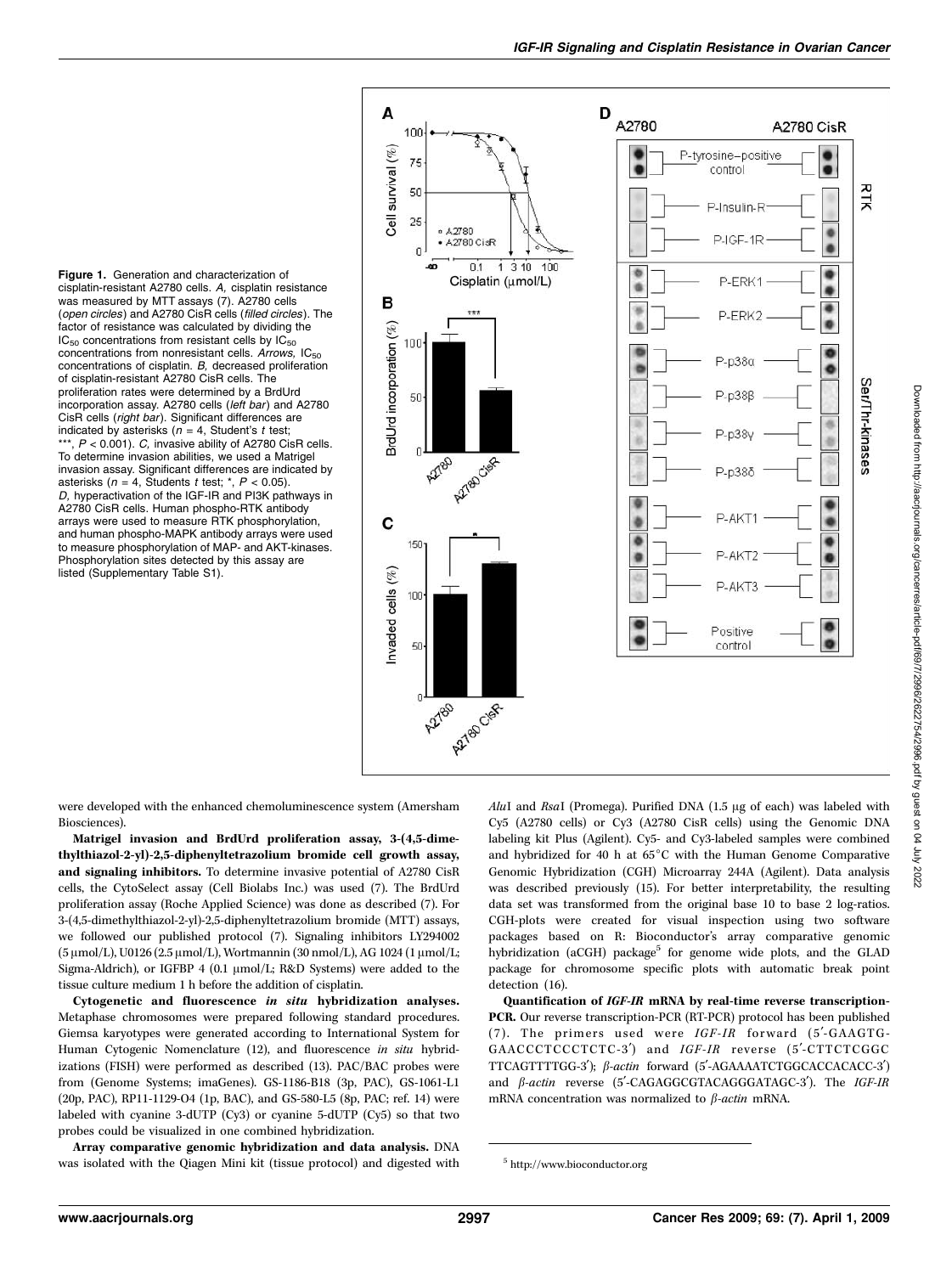**Figure 1.** Generation and characterization of cisplatin-resistant A2780 cells. *A,* cisplatin resistance was measured by MTT assays (7). A2780 cells (*open circles*) and A2780 CisR cells (*filled circles*). The factor of resistance was calculated by dividing the $IC_{50}$ concentrations from resistant cells by $IC_{50}$ concentrations from nonresistant cells. *Arrows,* $IC_{50}$ concentrations of cisplatin. *B,* decreased proliferation of cisplatin-resistant A2780 CisR cells. The proliferation rates were determined by a BrdUrd incorporation assay. A2780 cells (*left bar*) and A2780 CisR cells (*right bar*). Significant differences are indicated by asterisks ($n = 4$, Student's $t$ test; ***, $P < 0.001$). *C,* invasive ability of A2780 CisR cells. To determine invasion abilities, we used a Matrigel invasion assay. Significant differences are indicated by asterisks ($n = 4$, Students $t$ test; *, $P < 0.05$). *D,* hyperactivation of the IGF-IR and PI3K pathways in A2780 CisR cells. Human phospho-RTK antibody arrays were used to measure RTK phosphorylation, and human phospho-MAPK antibody arrays were used to measure phosphorylation of MAP- and AKT-kinases. Phosphorylation sites detected by this assay are listed (Supplementary Table S1).

were developed with the enhanced chemoluminescence system (Amersham Biosciences).

**Matrigel invasion and BrdUrd proliferation assay, 3-(4,5-dimethylthiazol-2-yl)-2,5-diphenyltetrazolium bromide cell growth assay, and signaling inhibitors.** To determine invasive potential of A2780 CisR cells, the CytoSelect assay (Cell Biolabs Inc.) was used (7). The BrdUrd proliferation assay (Roche Applied Science) was done as described (7). For 3-(4,5-dimethylthiazol-2-yl)-2,5-diphenyltetrazolium bromide (MTT) assays, we followed our published protocol (7). Signaling inhibitors LY294002 (5 μmol/L), U0126 (2.5 μmol/L), Wortmannin (30 nmol/L), AG 1024 (1 μmol/L; Sigma-Aldrich), or IGFBP 4 (0.1 μmol/L; R&D Systems) were added to the tissue culture medium 1 h before the addition of cisplatin.

**Cytogenetic and fluorescence *in situ* hybridization analyses.** Metaphase chromosomes were prepared following standard procedures. Giemsa karyotypes were generated according to International System for Human Cytogenic Nomenclature (12), and fluorescence *in situ* hybridizations (FISH) were performed as described (13). PAC/BAC probes were from (Genome Systems; imaGenes). GS-1186-B18 (3p, PAC), GS-1061-L1 (20p, PAC), RP11-1129-O4 (1p, BAC), and GS-580-L5 (8p, PAC; ref. 14) were labeled with cyanine 3-dUTP (Cy3) or cyanine 5-dUTP (Cy5) so that two probes could be visualized in one combined hybridization.

**Array comparative genomic hybridization and data analysis.** DNA was isolated with the Qiagen Mini kit (tissue protocol) and digested with *Alu*I and *Rsa*I (Promega). Purified DNA (1.5 μg of each) was labeled with Cy5 (A2780 cells) or Cy3 (A2780 CisR cells) using the Genomic DNA labeling kit Plus (Agilent). Cy5- and Cy3-labeled samples were combined and hybridized for 40 h at 65°C with the Human Genome Comparative Genomic Hybridization (CGH) Microarray 244A (Agilent). Data analysis was described previously (15). For better interpretability, the resulting data set was transformed from the original base 10 to base 2 log-ratios. CGH-plots were created for visual inspection using two software packages based on R: Bioconductor's array comparative genomic hybridization (aCGH) package[5] for genome wide plots, and the GLAD package for chromosome specific plots with automatic break point detection (16).

**Quantification of *IGF-IR* mRNA by real-time reverse transcription-PCR.** Our reverse transcription-PCR (RT-PCR) protocol has been published (7). The primers used were *IGF-IR* forward (5′-GAAGTG-GAACCCTCCCTCTC-3′) and *IGF-IR* reverse (5′-CTTCTCGGC TTCAGTTTTGG-3′); *β-actin* forward (5′-AGAAAATCTGGCACCACACC-3′) and *β-actin* reverse (5′-CAGAGGCGTACAGGGATAGC-3′). The *IGF-IR* mRNA concentration was normalized to *β-actin* mRNA.

[5] http://www.bioconductor.org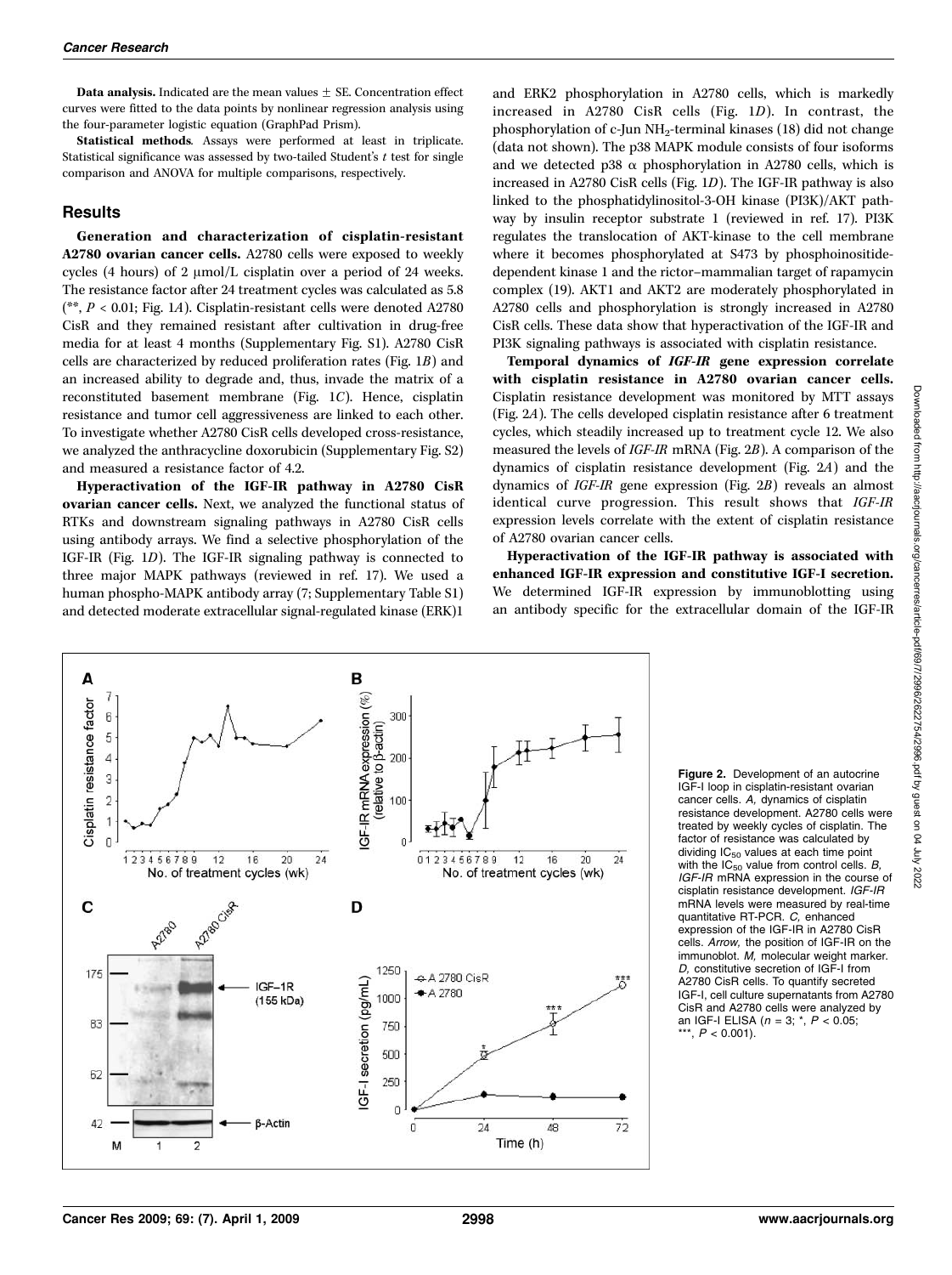**Data analysis.** Indicated are the mean values ± SE. Concentration effect curves were fitted to the data points by nonlinear regression analysis using the four-parameter logistic equation (GraphPad Prism).

**Statistical methods**. Assays were performed at least in triplicate. Statistical significance was assessed by two-tailed Student's *t* test for single comparison and ANOVA for multiple comparisons, respectively.

## Results

**Generation and characterization of cisplatin-resistant A2780 ovarian cancer cells.** A2780 cells were exposed to weekly cycles (4 hours) of 2 μmol/L cisplatin over a period of 24 weeks. The resistance factor after 24 treatment cycles was calculated as 5.8 (**, $P < 0.01$; Fig. 1*A*). Cisplatin-resistant cells were denoted A2780 CisR and they remained resistant after cultivation in drug-free media for at least 4 months (Supplementary Fig. S1). A2780 CisR cells are characterized by reduced proliferation rates (Fig. 1*B*) and an increased ability to degrade and, thus, invade the matrix of a reconstituted basement membrane (Fig. 1*C*). Hence, cisplatin resistance and tumor cell aggressiveness are linked to each other. To investigate whether A2780 CisR cells developed cross-resistance, we analyzed the anthracycline doxorubicin (Supplementary Fig. S2) and measured a resistance factor of 4.2.

**Hyperactivation of the IGF-IR pathway in A2780 CisR ovarian cancer cells.** Next, we analyzed the functional status of RTKs and downstream signaling pathways in A2780 CisR cells using antibody arrays. We find a selective phosphorylation of the IGF-IR (Fig. 1*D*). The IGF-IR signaling pathway is connected to three major MAPK pathways (reviewed in ref. 17). We used a human phospho-MAPK antibody array (7; Supplementary Table S1) and detected moderate extracellular signal-regulated kinase (ERK)1 and ERK2 phosphorylation in A2780 cells, which is markedly increased in A2780 CisR cells (Fig. 1*D*). In contrast, the phosphorylation of c-Jun $NH_2$-terminal kinases (18) did not change (data not shown). The p38 MAPK module consists of four isoforms and we detected p38 α phosphorylation in A2780 cells, which is increased in A2780 CisR cells (Fig. 1*D*). The IGF-IR pathway is also linked to the phosphatidylinositol-3-OH kinase (PI3K)/AKT pathway by insulin receptor substrate 1 (reviewed in ref. 17). PI3K regulates the translocation of AKT-kinase to the cell membrane where it becomes phosphorylated at S473 by phosphoinositide-dependent kinase 1 and the rictor–mammalian target of rapamycin complex (19). AKT1 and AKT2 are moderately phosphorylated in A2780 cells and phosphorylation is strongly increased in A2780 CisR cells. These data show that hyperactivation of the IGF-IR and PI3K signaling pathways is associated with cisplatin resistance.

**Temporal dynamics of *IGF-IR* gene expression correlate with cisplatin resistance in A2780 ovarian cancer cells.** Cisplatin resistance development was monitored by MTT assays (Fig. 2*A*). The cells developed cisplatin resistance after 6 treatment cycles, which steadily increased up to treatment cycle 12. We also measured the levels of *IGF-IR* mRNA (Fig. 2*B*). A comparison of the dynamics of cisplatin resistance development (Fig. 2*A*) and the dynamics of *IGF-IR* gene expression (Fig. 2*B*) reveals an almost identical curve progression. This result shows that *IGF-IR* expression levels correlate with the extent of cisplatin resistance of A2780 ovarian cancer cells.

**Hyperactivation of the IGF-IR pathway is associated with enhanced IGF-IR expression and constitutive IGF-I secretion.** We determined IGF-IR expression by immunoblotting using an antibody specific for the extracellular domain of the IGF-IR

**Figure 2.** Development of an autocrine IGF-I loop in cisplatin-resistant ovarian cancer cells. *A,* dynamics of cisplatin resistance development. A2780 cells were treated by weekly cycles of cisplatin. The factor of resistance was calculated by dividing $IC_{50}$ values at each time point with the $IC_{50}$ value from control cells. *B, IGF-IR* mRNA expression in the course of cisplatin resistance development. *IGF-IR* mRNA levels were measured by real-time quantitative RT-PCR. *C,* enhanced expression of the IGF-IR in A2780 CisR cells. *Arrow,* the position of IGF-IR on the immunoblot. *M,* molecular weight marker. *D,* constitutive secretion of IGF-I from A2780 CisR cells. To quantify secreted IGF-I, cell culture supernatants from A2780 CisR and A2780 cells were analyzed by an IGF-I ELISA ($n = 3$; *, $P < 0.05$; ***, $P < 0.001$).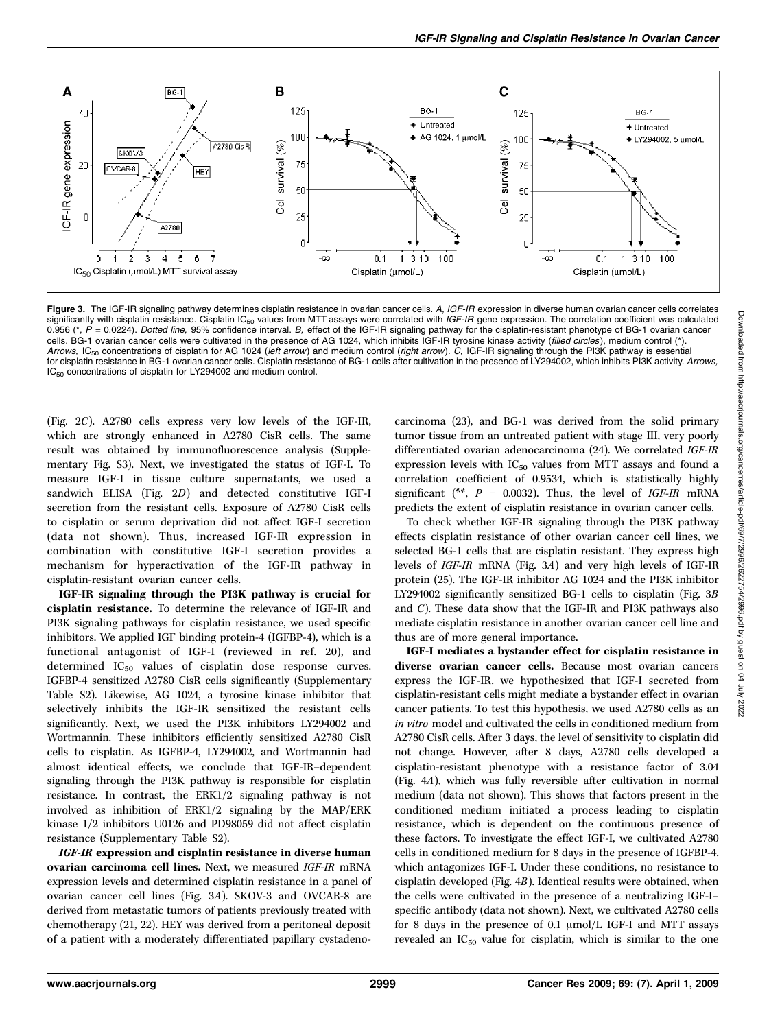**Figure 3.** The IGF-IR signaling pathway determines cisplatin resistance in ovarian cancer cells. *A, IGF-IR* expression in diverse human ovarian cancer cells correlates significantly with cisplatin resistance. Cisplatin $IC_{50}$ values from MTT assays were correlated with *IGF-IR* gene expression. The correlation coefficient was calculated 0.956 (*, $P = 0.0224$). *Dotted line,* 95% confidence interval. *B,* effect of the IGF-IR signaling pathway for the cisplatin-resistant phenotype of BG-1 ovarian cancer cells. BG-1 ovarian cancer cells were cultivated in the presence of AG 1024, which inhibits IGF-IR tyrosine kinase activity (*filled circles*), medium control (*). *Arrows,* $IC_{50}$ concentrations of cisplatin for AG 1024 (*left arrow*) and medium control (*right arrow*). *C,* IGF-IR signaling through the PI3K pathway is essential for cisplatin resistance in BG-1 ovarian cancer cells. Cisplatin resistance of BG-1 cells after cultivation in the presence of LY294002, which inhibits PI3K activity. *Arrows,* $IC_{50}$ concentrations of cisplatin for LY294002 and medium control.

(Fig. 2*C*). A2780 cells express very low levels of the IGF-IR, which are strongly enhanced in A2780 CisR cells. The same result was obtained by immunofluorescence analysis (Supplementary Fig. S3). Next, we investigated the status of IGF-I. To measure IGF-I in tissue culture supernatants, we used a sandwich ELISA (Fig. 2*D*) and detected constitutive IGF-I secretion from the resistant cells. Exposure of A2780 CisR cells to cisplatin or serum deprivation did not affect IGF-I secretion (data not shown). Thus, increased IGF-IR expression in combination with constitutive IGF-I secretion provides a mechanism for hyperactivation of the IGF-IR pathway in cisplatin-resistant ovarian cancer cells.

**IGF-IR signaling through the PI3K pathway is crucial for cisplatin resistance.** To determine the relevance of IGF-IR and PI3K signaling pathways for cisplatin resistance, we used specific inhibitors. We applied IGF binding protein-4 (IGFBP-4), which is a functional antagonist of IGF-I (reviewed in ref. 20), and determined $IC_{50}$ values of cisplatin dose response curves. IGFBP-4 sensitized A2780 CisR cells significantly (Supplementary Table S2). Likewise, AG 1024, a tyrosine kinase inhibitor that selectively inhibits the IGF-IR sensitized the resistant cells significantly. Next, we used the PI3K inhibitors LY294002 and Wortmannin. These inhibitors efficiently sensitized A2780 CisR cells to cisplatin. As IGFBP-4, LY294002, and Wortmannin had almost identical effects, we conclude that IGF-IR–dependent signaling through the PI3K pathway is responsible for cisplatin resistance. In contrast, the ERK1/2 signaling pathway is not involved as inhibition of ERK1/2 signaling by the MAP/ERK kinase 1/2 inhibitors U0126 and PD98059 did not affect cisplatin resistance (Supplementary Table S2).

***IGF-IR* expression and cisplatin resistance in diverse human ovarian carcinoma cell lines.** Next, we measured *IGF-IR* mRNA expression levels and determined cisplatin resistance in a panel of ovarian cancer cell lines (Fig. 3*A*). SKOV-3 and OVCAR-8 are derived from metastatic tumors of patients previously treated with chemotherapy (21, 22). HEY was derived from a peritoneal deposit of a patient with a moderately differentiated papillary cystadenocarcinoma (23), and BG-1 was derived from the solid primary tumor tissue from an untreated patient with stage III, very poorly differentiated ovarian adenocarcinoma (24). We correlated *IGF-IR* expression levels with $IC_{50}$ values from MTT assays and found a correlation coefficient of 0.9534, which is statistically highly significant (**, $P = 0.0032$). Thus, the level of *IGF-IR* mRNA predicts the extent of cisplatin resistance in ovarian cancer cells.

To check whether IGF-IR signaling through the PI3K pathway effects cisplatin resistance of other ovarian cancer cell lines, we selected BG-1 cells that are cisplatin resistant. They express high levels of *IGF-IR* mRNA (Fig. 3*A*) and very high levels of IGF-IR protein (25). The IGF-IR inhibitor AG 1024 and the PI3K inhibitor LY294002 significantly sensitized BG-1 cells to cisplatin (Fig. 3*B* and *C*). These data show that the IGF-IR and PI3K pathways also mediate cisplatin resistance in another ovarian cancer cell line and thus are of more general importance.

**IGF-I mediates a bystander effect for cisplatin resistance in diverse ovarian cancer cells.** Because most ovarian cancers express the IGF-IR, we hypothesized that IGF-I secreted from cisplatin-resistant cells might mediate a bystander effect in ovarian cancer patients. To test this hypothesis, we used A2780 cells as an *in vitro* model and cultivated the cells in conditioned medium from A2780 CisR cells. After 3 days, the level of sensitivity to cisplatin did not change. However, after 8 days, A2780 cells developed a cisplatin-resistant phenotype with a resistance factor of 3.04 (Fig. 4*A*), which was fully reversible after cultivation in normal medium (data not shown). This shows that factors present in the conditioned medium initiated a process leading to cisplatin resistance, which is dependent on the continuous presence of these factors. To investigate the effect IGF-I, we cultivated A2780 cells in conditioned medium for 8 days in the presence of IGFBP-4, which antagonizes IGF-I. Under these conditions, no resistance to cisplatin developed (Fig. 4*B*). Identical results were obtained, when the cells were cultivated in the presence of a neutralizing IGF-I–specific antibody (data not shown). Next, we cultivated A2780 cells for 8 days in the presence of 0.1 μmol/L IGF-I and MTT assays revealed an $IC_{50}$ value for cisplatin, which is similar to the one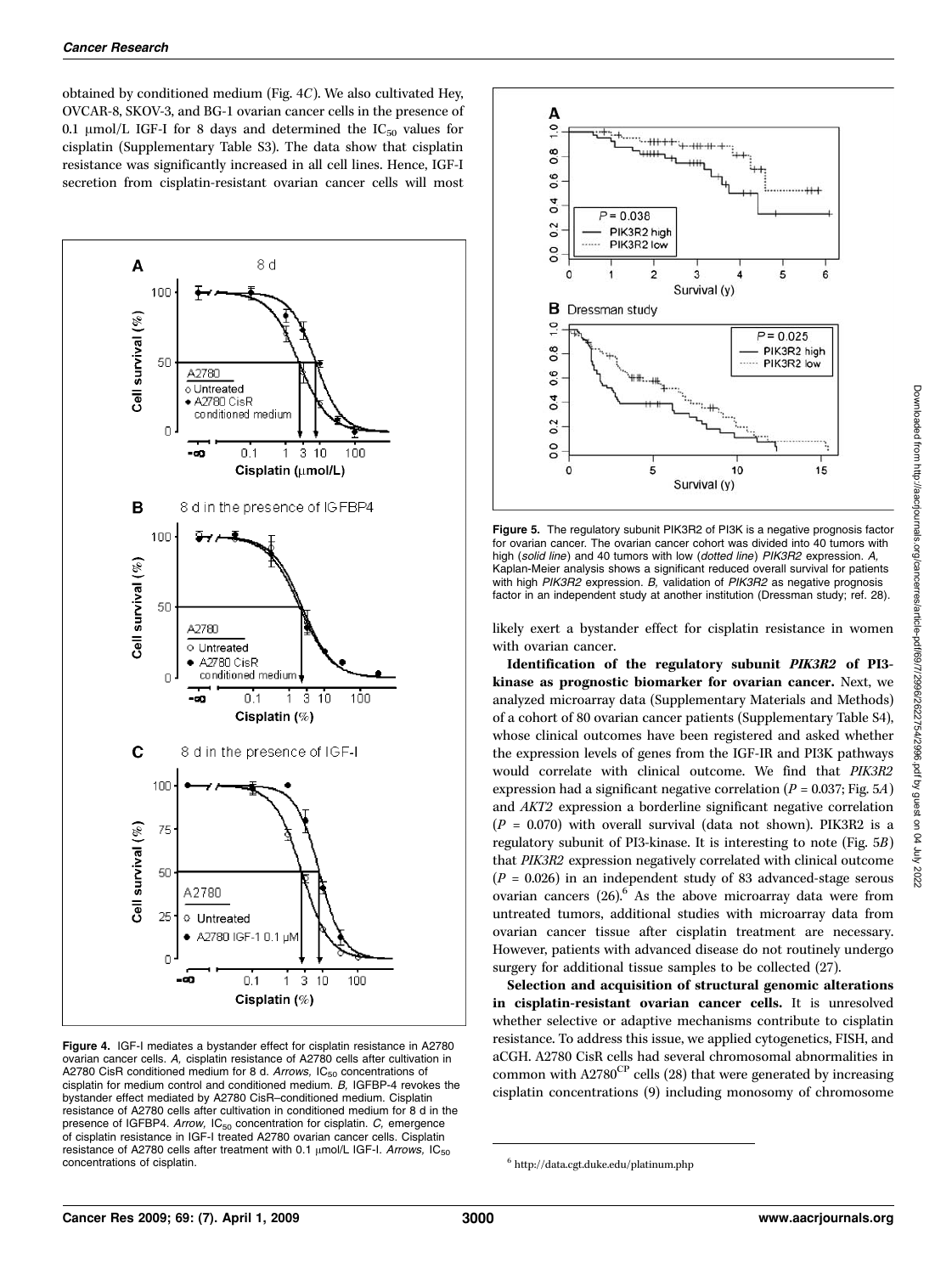obtained by conditioned medium (Fig. 4C). We also cultivated Hey, OVCAR-8, SKOV-3, and BG-1 ovarian cancer cells in the presence of 0.1 μmol/L IGF-I for 8 days and determined the $IC_{50}$ values for cisplatin (Supplementary Table S3). The data show that cisplatin resistance was significantly increased in all cell lines. Hence, IGF-I secretion from cisplatin-resistant ovarian cancer cells will most likely exert a bystander effect for cisplatin resistance in women with ovarian cancer.

**Figure 4.** IGF-I mediates a bystander effect for cisplatin resistance in A2780 ovarian cancer cells. *A,* cisplatin resistance of A2780 cells after cultivation in A2780 CisR conditioned medium for 8 d. *Arrows,* $IC_{50}$ concentrations of cisplatin for medium control and conditioned medium. *B,* IGFBP-4 revokes the bystander effect mediated by A2780 CisR–conditioned medium. Cisplatin resistance of A2780 cells after cultivation in conditioned medium for 8 d in the presence of IGFBP4. *Arrow,* $IC_{50}$ concentration for cisplatin. *C,* emergence of cisplatin resistance in IGF-I treated A2780 ovarian cancer cells. Cisplatin resistance of A2780 cells after treatment with 0.1 μmol/L IGF-I. *Arrows,* $IC_{50}$ concentrations of cisplatin.

**Figure 5.** The regulatory subunit PIK3R2 of PI3K is a negative prognosis factor for ovarian cancer. The ovarian cancer cohort was divided into 40 tumors with high (*solid line*) and 40 tumors with low (*dotted line*) *PIK3R2* expression. *A,* Kaplan-Meier analysis shows a significant reduced overall survival for patients with high *PIK3R2* expression. *B,* validation of *PIK3R2* as negative prognosis factor in an independent study at another institution (Dressman study; ref. 28).

**Identification of the regulatory subunit *PIK3R2* of PI3-kinase as prognostic biomarker for ovarian cancer.** Next, we analyzed microarray data (Supplementary Materials and Methods) of a cohort of 80 ovarian cancer patients (Supplementary Table S4), whose clinical outcomes have been registered and asked whether the expression levels of genes from the IGF-IR and PI3K pathways would correlate with clinical outcome. We find that *PIK3R2* expression had a significant negative correlation ($P = 0.037$; Fig. 5A) and *AKT2* expression a borderline significant negative correlation ($P = 0.070$) with overall survival (data not shown). PIK3R2 is a regulatory subunit of PI3-kinase. It is interesting to note (Fig. 5B) that *PIK3R2* expression negatively correlated with clinical outcome ($P = 0.026$) in an independent study of 83 advanced-stage serous ovarian cancers (26).[6] As the above microarray data were from untreated tumors, additional studies with microarray data from ovarian cancer tissue after cisplatin treatment are necessary. However, patients with advanced disease do not routinely undergo surgery for additional tissue samples to be collected (27).

**Selection and acquisition of structural genomic alterations in cisplatin-resistant ovarian cancer cells.** It is unresolved whether selective or adaptive mechanisms contribute to cisplatin resistance. To address this issue, we applied cytogenetics, FISH, and aCGH. A2780 CisR cells had several chromosomal abnormalities in common with $A2780^{CP}$ cells (28) that were generated by increasing cisplatin concentrations (9) including monosomy of chromosome

[6] http://data.cgt.duke.edu/platinum.php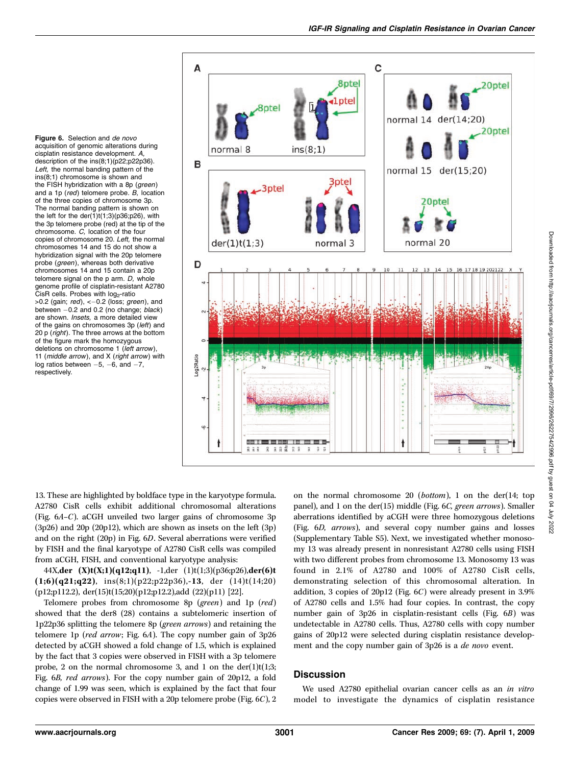Figure 6. Selection and *de novo* acquisition of genomic alterations during cisplatin resistance development. *A*, description of the ins(8;1)(p22;p22p36). *Left*, the normal banding pattern of the ins(8;1) chromosome is shown and the FISH hybridization with a 8p (*green*) and a 1p (*red*) telomere probe. *B*, location of the three copies of chromosome 3p. The normal banding pattern is shown on the left for the der(1)t(1;3)(p36;p26), with the 3p telomere probe (red) at the tip of the chromosome. *C*, location of the four copies of chromosome 20. *Left*, the normal chromosomes 14 and 15 do not show a hybridization signal with the 20p telomere probe (*green*), whereas both derivative chromosomes 14 and 15 contain a 20p telomere signal on the p arm. *D*, whole genome profile of cisplatin-resistant A2780 CisR cells. Probes with $\log_2$-ratio >0.2 (gain; *red*), <−0.2 (loss; *green*), and between −0.2 and 0.2 (no change; *black*) are shown. *Insets*, a more detailed view of the gains on chromosomes 3p (*left*) and 20 p (*right*). The three arrows at the bottom of the figure mark the homozygous deletions on chromosome 1 (*left arrow*), 11 (*middle arrow*), and X (*right arrow*) with log ratios between −5, −6, and −7, respectively.

13. These are highlighted by boldface type in the karyotype formula. A2780 CisR cells exhibit additional chromosomal alterations (Fig. 6*A–C*). aCGH unveiled two larger gains of chromosome 3p (3p26) and 20p (20p12), which are shown as insets on the left (3p) and on the right (20p) in Fig. 6*D*. Several aberrations were verified by FISH and the final karyotype of A2780 CisR cells was compiled from aCGH, FISH, and conventional karyotype analysis:

44X,**der (X)t(X;1)(q12;q11)**, -1,der (1)t(1;3)(p36;p26),**der(6)t (1;6)(q21;q22)**, ins(8;1)(p22;p22p36),**-13**, der (14)t(14;20)(p12;p112.2), der(15)t(15;20)(p12;p12.2),add (22)(p11) [22].

Telomere probes from chromosome 8p (*green*) and 1p (*red*) showed that the der8 (28) contains a subtelomeric insertion of 1p22p36 splitting the telomere 8p (*green arrows*) and retaining the telomere 1p (*red arrow*; Fig. 6*A*). The copy number gain of 3p26 detected by aCGH showed a fold change of 1.5, which is explained by the fact that 3 copies were observed in FISH with a 3p telomere probe, 2 on the normal chromosome 3, and 1 on the der(1)t(1;3; Fig. 6*B*, *red arrows*). For the copy number gain of 20p12, a fold change of 1.99 was seen, which is explained by the fact that four copies were observed in FISH with a 20p telomere probe (Fig. 6*C*), 2 on the normal chromosome 20 (*bottom*), 1 on the der(14; top panel), and 1 on the der(15) middle (Fig. 6*C*, *green arrows*). Smaller aberrations identified by aCGH were three homozygous deletions (Fig. 6*D*, *arrows*), and several copy number gains and losses (Supplementary Table S5). Next, we investigated whether monosomy 13 was already present in nonresistant A2780 cells using FISH with two different probes from chromosome 13. Monosomy 13 was found in 2.1% of A2780 and 100% of A2780 CisR cells, demonstrating selection of this chromosomal alteration. In addition, 3 copies of 20p12 (Fig. 6*C*) were already present in 3.9% of A2780 cells and 1.5% had four copies. In contrast, the copy number gain of 3p26 in cisplatin-resistant cells (Fig. 6*B*) was undetectable in A2780 cells. Thus, A2780 cells with copy number gains of 20p12 were selected during cisplatin resistance development and the copy number gain of 3p26 is a *de novo* event.

## Discussion

We used A2780 epithelial ovarian cancer cells as an *in vitro* model to investigate the dynamics of cisplatin resistance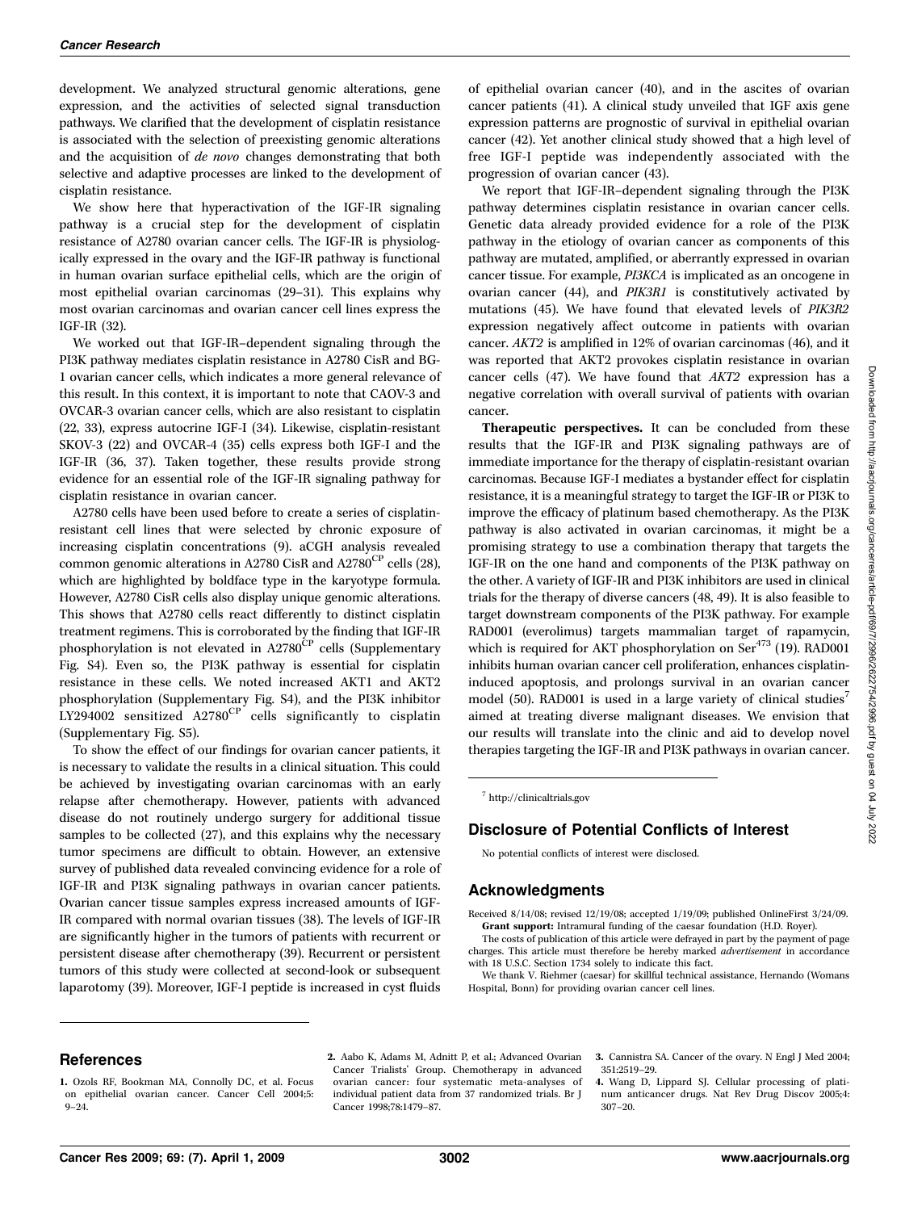development. We analyzed structural genomic alterations, gene expression, and the activities of selected signal transduction pathways. We clarified that the development of cisplatin resistance is associated with the selection of preexisting genomic alterations and the acquisition of *de novo* changes demonstrating that both selective and adaptive processes are linked to the development of cisplatin resistance.

We show here that hyperactivation of the IGF-IR signaling pathway is a crucial step for the development of cisplatin resistance of A2780 ovarian cancer cells. The IGF-IR is physiologically expressed in the ovary and the IGF-IR pathway is functional in human ovarian surface epithelial cells, which are the origin of most epithelial ovarian carcinomas (29–31). This explains why most ovarian carcinomas and ovarian cancer cell lines express the IGF-IR (32).

We worked out that IGF-IR–dependent signaling through the PI3K pathway mediates cisplatin resistance in A2780 CisR and BG-1 ovarian cancer cells, which indicates a more general relevance of this result. In this context, it is important to note that CAOV-3 and OVCAR-3 ovarian cancer cells, which are also resistant to cisplatin (22, 33), express autocrine IGF-I (34). Likewise, cisplatin-resistant SKOV-3 (22) and OVCAR-4 (35) cells express both IGF-I and the IGF-IR (36, 37). Taken together, these results provide strong evidence for an essential role of the IGF-IR signaling pathway for cisplatin resistance in ovarian cancer.

A2780 cells have been used before to create a series of cisplatin-resistant cell lines that were selected by chronic exposure of increasing cisplatin concentrations (9). aCGH analysis revealed common genomic alterations in A2780 CisR and A2780$^{CP}$ cells (28), which are highlighted by boldface type in the karyotype formula. However, A2780 CisR cells also display unique genomic alterations. This shows that A2780 cells react differently to distinct cisplatin treatment regimens. This is corroborated by the finding that IGF-IR phosphorylation is not elevated in A2780$^{CP}$ cells (Supplementary Fig. S4). Even so, the PI3K pathway is essential for cisplatin resistance in these cells. We noted increased AKT1 and AKT2 phosphorylation (Supplementary Fig. S4), and the PI3K inhibitor LY294002 sensitized A2780$^{CP}$ cells significantly to cisplatin (Supplementary Fig. S5).

To show the effect of our findings for ovarian cancer patients, it is necessary to validate the results in a clinical situation. This could be achieved by investigating ovarian carcinomas with an early relapse after chemotherapy. However, patients with advanced disease do not routinely undergo surgery for additional tissue samples to be collected (27), and this explains why the necessary tumor specimens are difficult to obtain. However, an extensive survey of published data revealed convincing evidence for a role of IGF-IR and PI3K signaling pathways in ovarian cancer patients. Ovarian cancer tissue samples express increased amounts of IGF-IR compared with normal ovarian tissues (38). The levels of IGF-IR are significantly higher in the tumors of patients with recurrent or persistent disease after chemotherapy (39). Recurrent or persistent tumors of this study were collected at second-look or subsequent laparotomy (39). Moreover, IGF-I peptide is increased in cyst fluids of epithelial ovarian cancer (40), and in the ascites of ovarian cancer patients (41). A clinical study unveiled that IGF axis gene expression patterns are prognostic of survival in epithelial ovarian cancer (42). Yet another clinical study showed that a high level of free IGF-I peptide was independently associated with the progression of ovarian cancer (43).

We report that IGF-IR–dependent signaling through the PI3K pathway determines cisplatin resistance in ovarian cancer cells. Genetic data already provided evidence for a role of the PI3K pathway in the etiology of ovarian cancer as components of this pathway are mutated, amplified, or aberrantly expressed in ovarian cancer tissue. For example, *PI3KCA* is implicated as an oncogene in ovarian cancer (44), and *PIK3R1* is constitutively activated by mutations (45). We have found that elevated levels of *PIK3R2* expression negatively affect outcome in patients with ovarian cancer. *AKT2* is amplified in 12% of ovarian carcinomas (46), and it was reported that AKT2 provokes cisplatin resistance in ovarian cancer cells (47). We have found that *AKT2* expression has a negative correlation with overall survival of patients with ovarian cancer.

**Therapeutic perspectives.** It can be concluded from these results that the IGF-IR and PI3K signaling pathways are of immediate importance for the therapy of cisplatin-resistant ovarian carcinomas. Because IGF-I mediates a bystander effect for cisplatin resistance, it is a meaningful strategy to target the IGF-IR or PI3K to improve the efficacy of platinum based chemotherapy. As the PI3K pathway is also activated in ovarian carcinomas, it might be a promising strategy to use a combination therapy that targets the IGF-IR on the one hand and components of the PI3K pathway on the other. A variety of IGF-IR and PI3K inhibitors are used in clinical trials for the therapy of diverse cancers (48, 49). It is also feasible to target downstream components of the PI3K pathway. For example RAD001 (everolimus) targets mammalian target of rapamycin, which is required for AKT phosphorylation on Ser$^{473}$ (19). RAD001 inhibits human ovarian cancer cell proliferation, enhances cisplatin-induced apoptosis, and prolongs survival in an ovarian cancer model (50). RAD001 is used in a large variety of clinical studies[7] aimed at treating diverse malignant diseases. We envision that our results will translate into the clinic and aid to develop novel therapies targeting the IGF-IR and PI3K pathways in ovarian cancer.

[7] http://clinicaltrials.gov

## Disclosure of Potential Conflicts of Interest

No potential conflicts of interest were disclosed.

## Acknowledgments

Received 8/14/08; revised 12/19/08; accepted 1/19/09; published OnlineFirst 3/24/09.

**Grant support:** Intramural funding of the caesar foundation (H.D. Royer).

The costs of publication of this article were defrayed in part by the payment of page charges. This article must therefore be hereby marked *advertisement* in accordance with 18 U.S.C. Section 1734 solely to indicate this fact.

We thank V. Riehmer (caesar) for skillful technical assistance, Hernando (Womans Hospital, Bonn) for providing ovarian cancer cell lines.

## References

1. Ozols RF, Bookman MA, Connolly DC, et al. Focus on epithelial ovarian cancer. Cancer Cell 2004;5:9–24.
2. Aabo K, Adams M, Adnitt P, et al.; Advanced Ovarian Cancer Trialists' Group. Chemotherapy in advanced ovarian cancer: four systematic meta-analyses of individual patient data from 37 randomized trials. Br J Cancer 1998;78:1479–87.
3. Cannistra SA. Cancer of the ovary. N Engl J Med 2004;351:2519–29.
4. Wang D, Lippard SJ. Cellular processing of platinum anticancer drugs. Nat Rev Drug Discov 2005;4:307–20.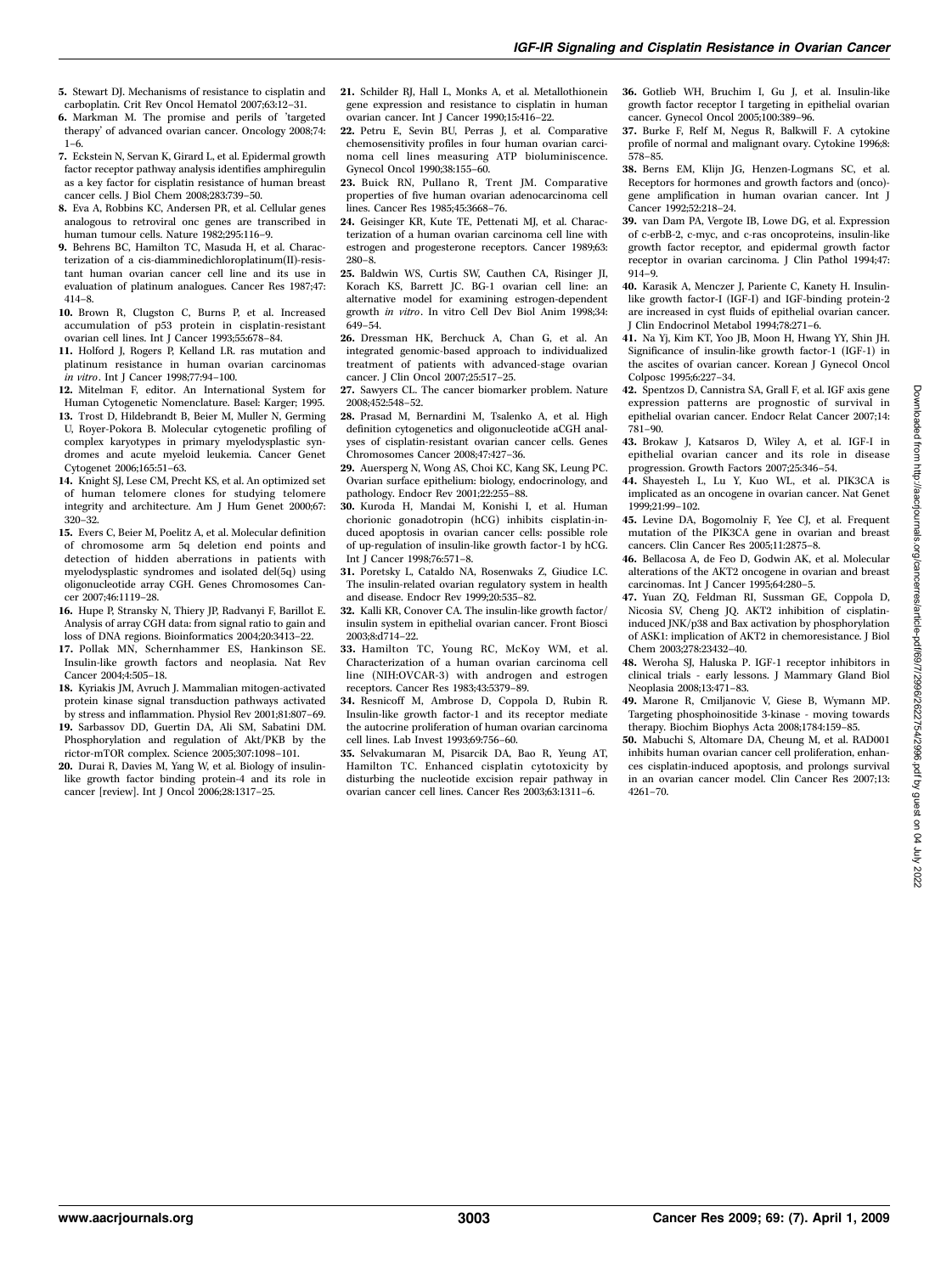5. Stewart DJ. Mechanisms of resistance to cisplatin and carboplatin. Crit Rev Oncol Hematol 2007;63:12–31.
6. Markman M. The promise and perils of 'targeted therapy' of advanced ovarian cancer. Oncology 2008;74: 1–6.
7. Eckstein N, Servan K, Girard L, et al. Epidermal growth factor receptor pathway analysis identifies amphiregulin as a key factor for cisplatin resistance of human breast cancer cells. J Biol Chem 2008;283:739–50.
8. Eva A, Robbins KC, Andersen PR, et al. Cellular genes analogous to retroviral onc genes are transcribed in human tumour cells. Nature 1982;295:116–9.
9. Behrens BC, Hamilton TC, Masuda H, et al. Characterization of a cis-diamminedichloroplatinum(II)-resistant human ovarian cancer cell line and its use in evaluation of platinum analogues. Cancer Res 1987;47: 414–8.
10. Brown R, Clugston C, Burns P, et al. Increased accumulation of p53 protein in cisplatin-resistant ovarian cell lines. Int J Cancer 1993;55:678–84.
11. Holford J, Rogers P, Kelland LR. ras mutation and platinum resistance in human ovarian carcinomas *in vitro*. Int J Cancer 1998;77:94–100.
12. Mitelman F, editor. An International System for Human Cytogenetic Nomenclature. Basel: Karger; 1995.
13. Trost D, Hildebrandt B, Beier M, Muller N, Germing U, Royer-Pokora B. Molecular cytogenetic profiling of complex karyotypes in primary myelodysplastic syndromes and acute myeloid leukemia. Cancer Genet Cytogenet 2006;165:51–63.
14. Knight SJ, Lese CM, Precht KS, et al. An optimized set of human telomere clones for studying telomere integrity and architecture. Am J Hum Genet 2000;67: 320–32.
15. Evers C, Beier M, Poelitz A, et al. Molecular definition of chromosome arm 5q deletion end points and detection of hidden aberrations in patients with myelodysplastic syndromes and isolated del(5q) using oligonucleotide array CGH. Genes Chromosomes Cancer 2007;46:1119–28.
16. Hupe P, Stransky N, Thiery JP, Radvanyi F, Barillot E. Analysis of array CGH data: from signal ratio to gain and loss of DNA regions. Bioinformatics 2004;20:3413–22.
17. Pollak MN, Schernhammer ES, Hankinson SE. Insulin-like growth factors and neoplasia. Nat Rev Cancer 2004;4:505–18.
18. Kyriakis JM, Avruch J. Mammalian mitogen-activated protein kinase signal transduction pathways activated by stress and inflammation. Physiol Rev 2001;81:807–69.
19. Sarbassov DD, Guertin DA, Ali SM, Sabatini DM. Phosphorylation and regulation of Akt/PKB by the rictor-mTOR complex. Science 2005;307:1098–101.
20. Durai R, Davies M, Yang W, et al. Biology of insulin-like growth factor binding protein-4 and its role in cancer [review]. Int J Oncol 2006;28:1317–25.
21. Schilder RJ, Hall L, Monks A, et al. Metallothionein gene expression and resistance to cisplatin in human ovarian cancer. Int J Cancer 1990;15:416–22.
22. Petru E, Sevin BU, Perras J, et al. Comparative chemosensitivity profiles in four human ovarian carcinoma cell lines measuring ATP bioluminiscence. Gynecol Oncol 1990;38:155–60.
23. Buick RN, Pullano R, Trent JM. Comparative properties of five human ovarian adenocarcinoma cell lines. Cancer Res 1985;45:3668–76.
24. Geisinger KR, Kute TE, Pettenati MJ, et al. Characterization of a human ovarian carcinoma cell line with estrogen and progesterone receptors. Cancer 1989;63: 280–8.
25. Baldwin WS, Curtis SW, Cauthen CA, Risinger JI, Korach KS, Barrett JC. BG-1 ovarian cell line: an alternative model for examining estrogen-dependent growth *in vitro*. In vitro Cell Dev Biol Anim 1998;34: 649–54.
26. Dressman HK, Berchuck A, Chan G, et al. An integrated genomic-based approach to individualized treatment of patients with advanced-stage ovarian cancer. J Clin Oncol 2007;25:517–25.
27. Sawyers CL. The cancer biomarker problem. Nature 2008;452:548–52.
28. Prasad M, Bernardini M, Tsalenko A, et al. High definition cytogenetics and oligonucleotide aCGH analyses of cisplatin-resistant ovarian cancer cells. Genes Chromosomes Cancer 2008;47:427–36.
29. Auersperg N, Wong AS, Choi KC, Kang SK, Leung PC. Ovarian surface epithelium: biology, endocrinology, and pathology. Endocr Rev 2001;22:255–88.
30. Kuroda H, Mandai M, Konishi I, et al. Human chorionic gonadotropin (hCG) inhibits cisplatin-induced apoptosis in ovarian cancer cells: possible role of up-regulation of insulin-like growth factor-1 by hCG. Int J Cancer 1998;76:571–8.
31. Poretsky L, Cataldo NA, Rosenwaks Z, Giudice LC. The insulin-related ovarian regulatory system in health and disease. Endocr Rev 1999;20:535–82.
32. Kalli KR, Conover CA. The insulin-like growth factor/insulin system in epithelial ovarian cancer. Front Biosci 2003;8:d714–22.
33. Hamilton TC, Young RC, McKoy WM, et al. Characterization of a human ovarian carcinoma cell line (NIH:OVCAR-3) with androgen and estrogen receptors. Cancer Res 1983;43:5379–89.
34. Resnicoff M, Ambrose D, Coppola D, Rubin R. Insulin-like growth factor-1 and its receptor mediate the autocrine proliferation of human ovarian carcinoma cell lines. Lab Invest 1993;69:756–60.
35. Selvakumaran M, Pisarcik DA, Bao R, Yeung AT, Hamilton TC. Enhanced cisplatin cytotoxicity by disturbing the nucleotide excision repair pathway in ovarian cancer cell lines. Cancer Res 2003;63:1311–6.
36. Gotlieb WH, Bruchim I, Gu J, et al. Insulin-like growth factor receptor I targeting in epithelial ovarian cancer. Gynecol Oncol 2005;100:389–96.
37. Burke F, Relf M, Negus R, Balkwill F. A cytokine profile of normal and malignant ovary. Cytokine 1996;8: 578–85.
38. Berns EM, Klijn JG, Henzen-Logmans SC, et al. Receptors for hormones and growth factors and (onco)-gene amplification in human ovarian cancer. Int J Cancer 1992;52:218–24.
39. van Dam PA, Vergote IB, Lowe DG, et al. Expression of c-erbB-2, c-myc, and c-ras oncoproteins, insulin-like growth factor receptor, and epidermal growth factor receptor in ovarian carcinoma. J Clin Pathol 1994;47: 914–9.
40. Karasik A, Menczer J, Pariente C, Kanety H. Insulin-like growth factor-I (IGF-I) and IGF-binding protein-2 are increased in cyst fluids of epithelial ovarian cancer. J Clin Endocrinol Metabol 1994;78:271–6.
41. Na Yj, Kim KT, Yoo JB, Moon H, Hwang YY, Shin JH. Significance of insulin-like growth factor-1 (IGF-1) in the ascites of ovarian cancer. Korean J Gynecol Oncol Colposc 1995;6:227–34.
42. Spentzos D, Cannistra SA, Grall F, et al. IGF axis gene expression patterns are prognostic of survival in epithelial ovarian cancer. Endocr Relat Cancer 2007;14: 781–90.
43. Brokaw J, Katsaros D, Wiley A, et al. IGF-I in epithelial ovarian cancer and its role in disease progression. Growth Factors 2007;25:346–54.
44. Shayesteh L, Lu Y, Kuo WL, et al. PIK3CA is implicated as an oncogene in ovarian cancer. Nat Genet 1999;21:99–102.
45. Levine DA, Bogomolniy F, Yee CJ, et al. Frequent mutation of the PIK3CA gene in ovarian and breast cancers. Clin Cancer Res 2005;11:2875–8.
46. Bellacosa A, de Feo D, Godwin AK, et al. Molecular alterations of the AKT2 oncogene in ovarian and breast carcinomas. Int J Cancer 1995;64:280–5.
47. Yuan ZQ, Feldman RI, Sussman GE, Coppola D, Nicosia SV, Cheng JQ. AKT2 inhibition of cisplatin-induced JNK/p38 and Bax activation by phosphorylation of ASK1: implication of AKT2 in chemoresistance. J Biol Chem 2003;278:23432–40.
48. Weroha SJ, Haluska P. IGF-1 receptor inhibitors in clinical trials - early lessons. J Mammary Gland Biol Neoplasia 2008;13:471–83.
49. Marone R, Cmiljanovic V, Giese B, Wymann MP. Targeting phosphoinositide 3-kinase - moving towards therapy. Biochim Biophys Acta 2008;1784:159–85.
50. Mabuchi S, Altomare DA, Cheung M, et al. RAD001 inhibits human ovarian cancer cell proliferation, enhances cisplatin-induced apoptosis, and prolongs survival in an ovarian cancer model. Clin Cancer Res 2007;13: 4261–70.